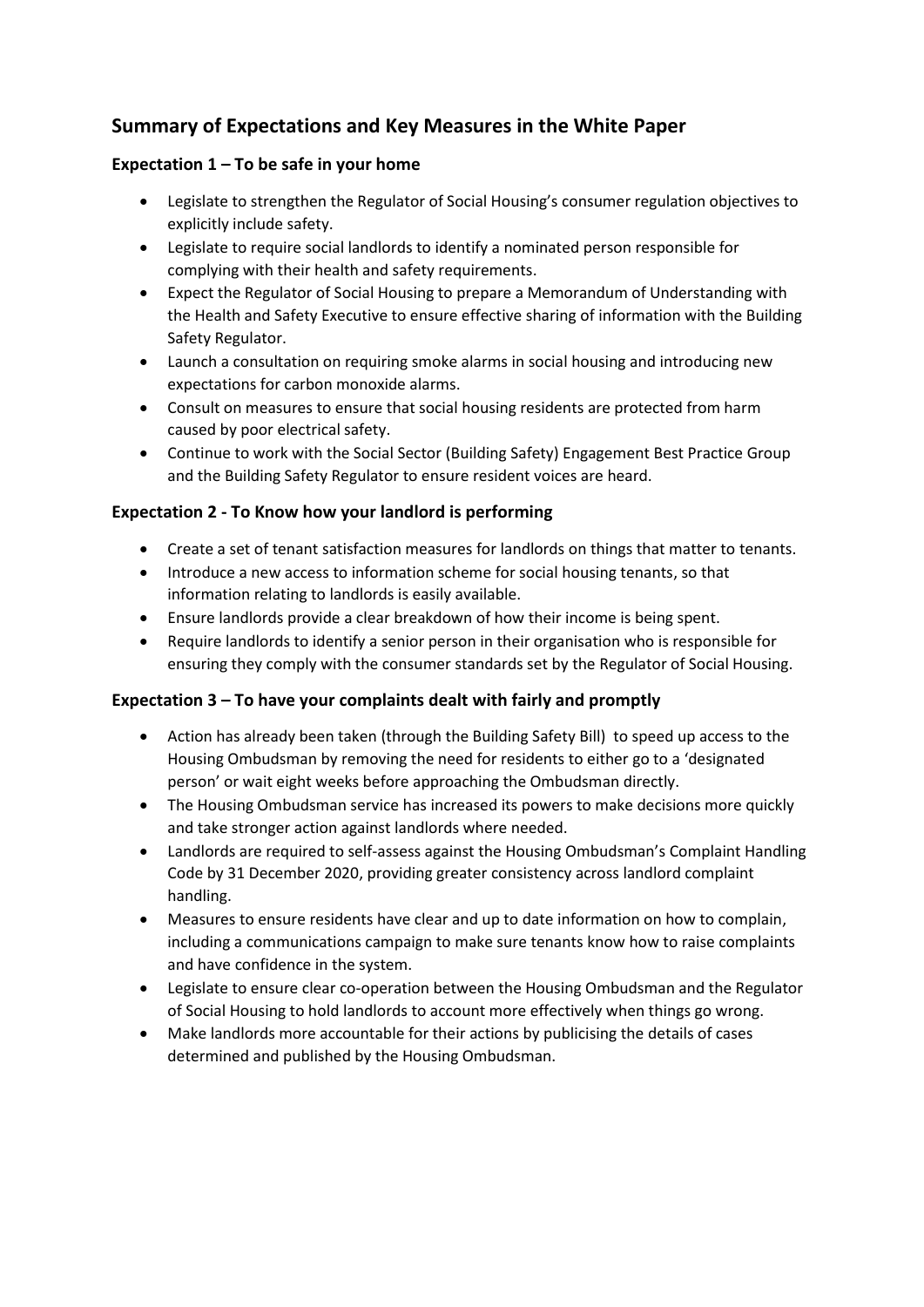## Summary of Expectations and Key Measures in the White Paper

### Expectation 1 – To be safe in your home

- Legislate to strengthen the Regulator of Social Housing's consumer regulation objectives to explicitly include safety.
- Legislate to require social landlords to identify a nominated person responsible for complying with their health and safety requirements.
- Expect the Regulator of Social Housing to prepare a Memorandum of Understanding with the Health and Safety Executive to ensure effective sharing of information with the Building Safety Regulator.
- Launch a consultation on requiring smoke alarms in social housing and introducing new expectations for carbon monoxide alarms.
- Consult on measures to ensure that social housing residents are protected from harm caused by poor electrical safety.
- Continue to work with the Social Sector (Building Safety) Engagement Best Practice Group and the Building Safety Regulator to ensure resident voices are heard.

### Expectation 2 - To Know how your landlord is performing

- Create a set of tenant satisfaction measures for landlords on things that matter to tenants.
- Introduce a new access to information scheme for social housing tenants, so that information relating to landlords is easily available.
- Ensure landlords provide a clear breakdown of how their income is being spent.
- Require landlords to identify a senior person in their organisation who is responsible for ensuring they comply with the consumer standards set by the Regulator of Social Housing.

### Expectation 3 – To have your complaints dealt with fairly and promptly

- Action has already been taken (through the Building Safety Bill) to speed up access to the Housing Ombudsman by removing the need for residents to either go to a 'designated person' or wait eight weeks before approaching the Ombudsman directly.
- The Housing Ombudsman service has increased its powers to make decisions more quickly and take stronger action against landlords where needed.
- Landlords are required to self-assess against the Housing Ombudsman's Complaint Handling Code by 31 December 2020, providing greater consistency across landlord complaint handling.
- Measures to ensure residents have clear and up to date information on how to complain, including a communications campaign to make sure tenants know how to raise complaints and have confidence in the system.
- Legislate to ensure clear co-operation between the Housing Ombudsman and the Regulator of Social Housing to hold landlords to account more effectively when things go wrong.
- Make landlords more accountable for their actions by publicising the details of cases determined and published by the Housing Ombudsman.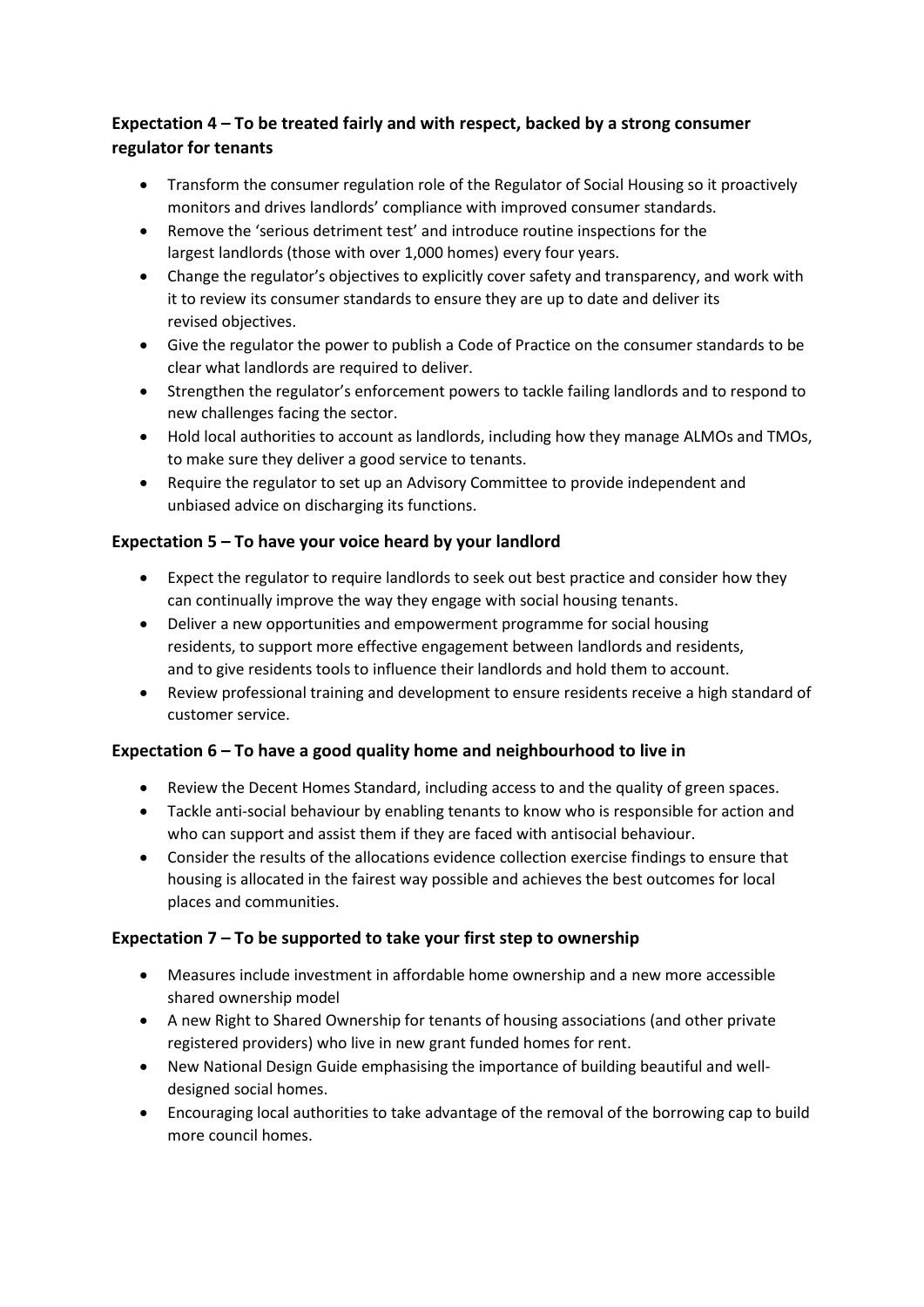### Expectation 4 – To be treated fairly and with respect, backed by a strong consumer regulator for tenants

- Transform the consumer regulation role of the Regulator of Social Housing so it proactively monitors and drives landlords' compliance with improved consumer standards.
- Remove the 'serious detriment test' and introduce routine inspections for the largest landlords (those with over 1,000 homes) every four years.
- Change the regulator's objectives to explicitly cover safety and transparency, and work with it to review its consumer standards to ensure they are up to date and deliver its revised objectives.
- Give the regulator the power to publish a Code of Practice on the consumer standards to be clear what landlords are required to deliver.
- Strengthen the regulator's enforcement powers to tackle failing landlords and to respond to new challenges facing the sector.
- Hold local authorities to account as landlords, including how they manage ALMOs and TMOs, to make sure they deliver a good service to tenants.
- Require the regulator to set up an Advisory Committee to provide independent and unbiased advice on discharging its functions.

### Expectation 5 – To have your voice heard by your landlord

- Expect the regulator to require landlords to seek out best practice and consider how they can continually improve the way they engage with social housing tenants.
- Deliver a new opportunities and empowerment programme for social housing residents, to support more effective engagement between landlords and residents, and to give residents tools to influence their landlords and hold them to account.
- Review professional training and development to ensure residents receive a high standard of customer service.

### Expectation 6 – To have a good quality home and neighbourhood to live in

- Review the Decent Homes Standard, including access to and the quality of green spaces.
- Tackle anti-social behaviour by enabling tenants to know who is responsible for action and who can support and assist them if they are faced with antisocial behaviour.
- Consider the results of the allocations evidence collection exercise findings to ensure that housing is allocated in the fairest way possible and achieves the best outcomes for local places and communities.

### Expectation 7 – To be supported to take your first step to ownership

- Measures include investment in affordable home ownership and a new more accessible shared ownership model
- A new Right to Shared Ownership for tenants of housing associations (and other private registered providers) who live in new grant funded homes for rent.
- New National Design Guide emphasising the importance of building beautiful and well-designed social homes.
- Encouraging local authorities to take advantage of the removal of the borrowing cap to build more council homes.